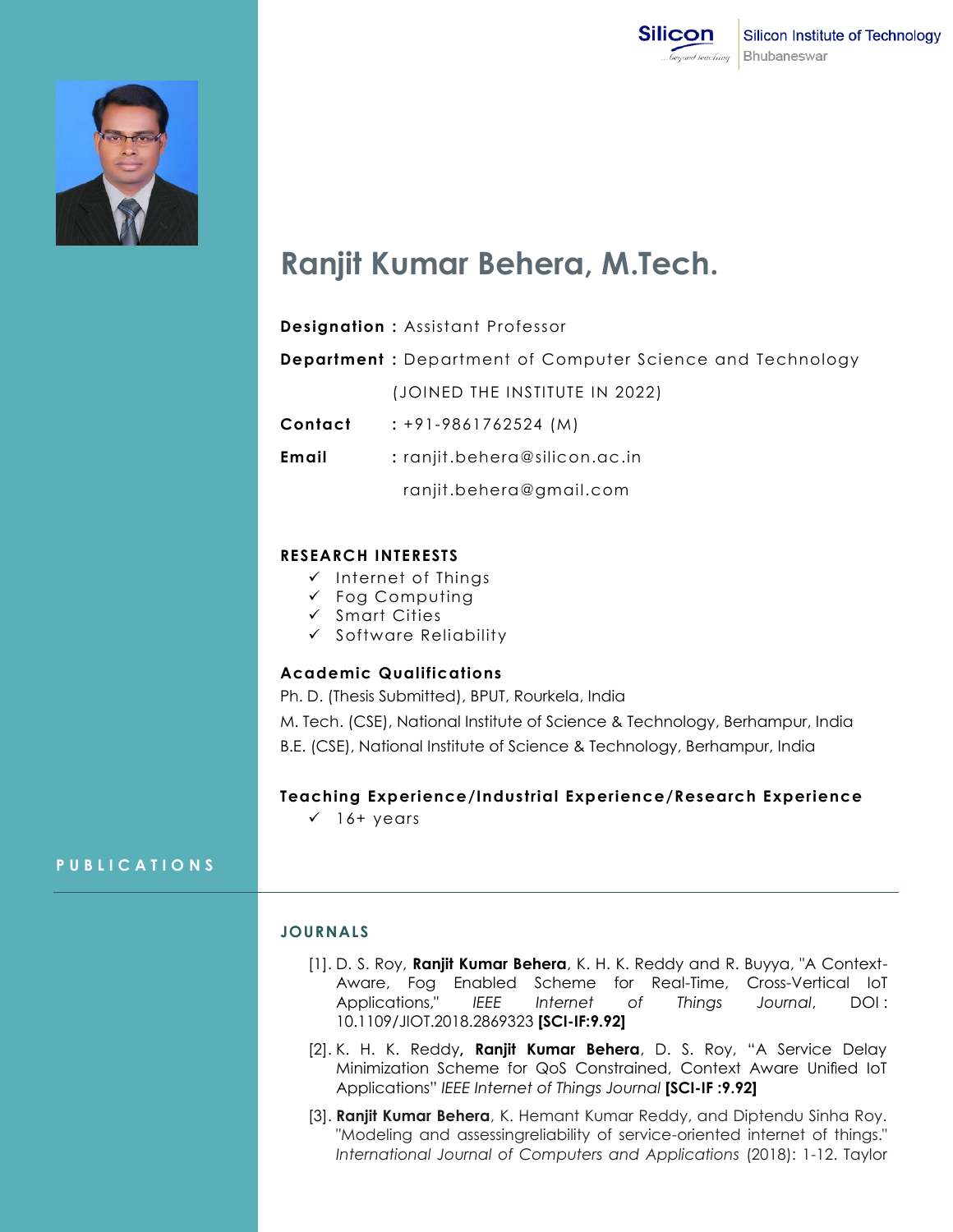Silicon Institute of Technology
Bhubaneswar

# Ranjit Kumar Behera, M.Tech.

**Designation :** Assistant Professor

**Department :** Department of Computer Science and Technology

(JOINED THE INSTITUTE IN 2022)

**Contact** : +91-9861762524 (M)

**Email** : ranjit.behera@silicon.ac.in

ranjit.behera@gmail.com

## RESEARCH INTERESTS

- ✓ Internet of Things
- ✓ Fog Computing
- ✓ Smart Cities
- ✓ Software Reliability

## Academic Qualifications

Ph. D. (Thesis Submitted), BPUT, Rourkela, India

M. Tech. (CSE), National Institute of Science & Technology, Berhampur, India

B.E. (CSE), National Institute of Science & Technology, Berhampur, India

## Teaching Experience/Industrial Experience/Research Experience

- ✓ 16+ years

## PUBLICATIONS

### JOURNALS

[1]. D. S. Roy, **Ranjit Kumar Behera**, K. H. K. Reddy and R. Buyya, "A Context-Aware, Fog Enabled Scheme for Real-Time, Cross-Vertical IoT Applications," *IEEE Internet of Things Journal*, DOI : 10.1109/JIOT.2018.2869323 **[SCI-IF:9.92]**

[2]. K. H. K. Reddy**, Ranjit Kumar Behera**, D. S. Roy, "A Service Delay Minimization Scheme for QoS Constrained, Context Aware Unified IoT Applications" *IEEE Internet of Things Journal* **[SCI-IF :9.92]**

[3]. **Ranjit Kumar Behera**, K. Hemant Kumar Reddy, and Diptendu Sinha Roy. "Modeling and assessingreliability of service-oriented internet of things." *International Journal of Computers and Applications* (2018): 1-12. Taylor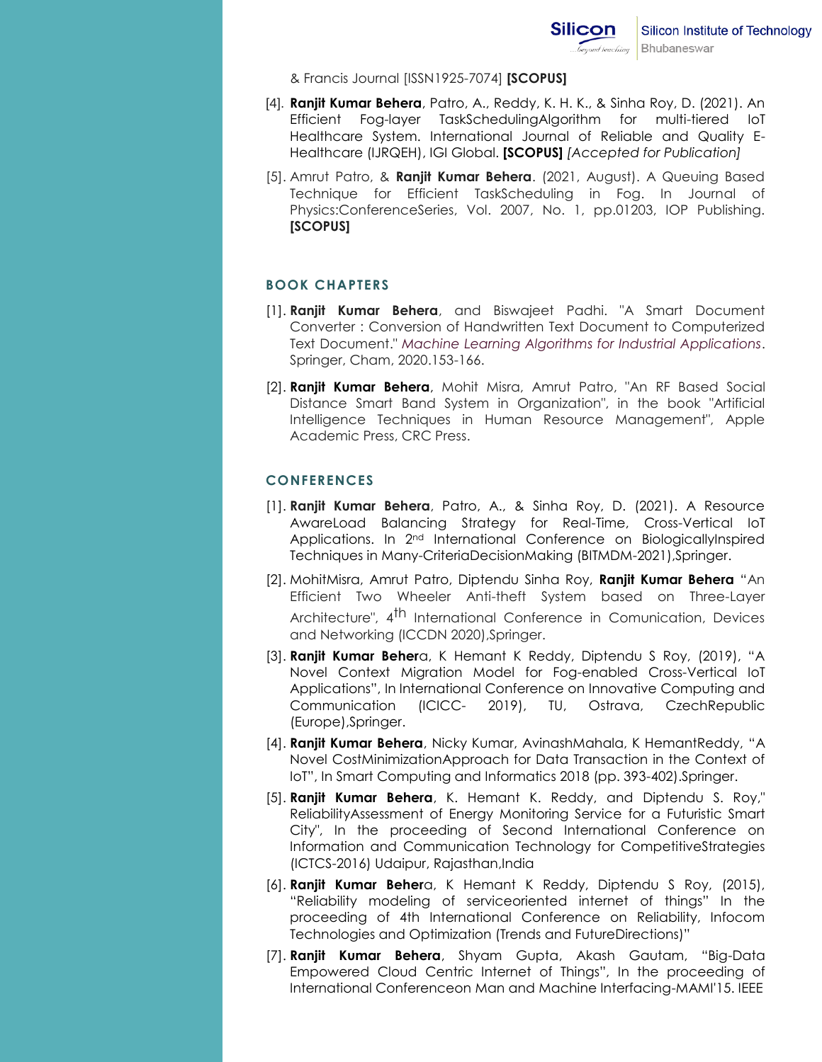& Francis Journal [ISSN1925-7074] **[SCOPUS]**

[4]. **Ranjit Kumar Behera**, Patro, A., Reddy, K. H. K., & Sinha Roy, D. (2021). An Efficient Fog-layer TaskSchedulingAlgorithm for multi-tiered IoT Healthcare System. International Journal of Reliable and Quality E-Healthcare (IJRQEH), IGI Global. **[SCOPUS]** *[Accepted for Publication]*

[5]. Amrut Patro, & **Ranjit Kumar Behera**. (2021, August). A Queuing Based Technique for Efficient TaskScheduling in Fog. In Journal of Physics:ConferenceSeries, Vol. 2007, No. 1, pp.01203, IOP Publishing. **[SCOPUS]**

## BOOK CHAPTERS

[1]. **Ranjit Kumar Behera**, and Biswajeet Padhi. "A Smart Document Converter : Conversion of Handwritten Text Document to Computerized Text Document." *Machine Learning Algorithms for Industrial Applications*. Springer, Cham, 2020.153-166.

[2]. **Ranjit Kumar Behera**, Mohit Misra, Amrut Patro, "An RF Based Social Distance Smart Band System in Organization", in the book "Artificial Intelligence Techniques in Human Resource Management", Apple Academic Press, CRC Press.

## CONFERENCES

[1]. **Ranjit Kumar Behera**, Patro, A., & Sinha Roy, D. (2021). A Resource AwareLoad Balancing Strategy for Real-Time, Cross-Vertical IoT Applications. In 2nd International Conference on BiologicallyInspired Techniques in Many-CriteriaDecisionMaking (BITMDM-2021),Springer.

[2]. MohitMisra, Amrut Patro, Diptendu Sinha Roy, **Ranjit Kumar Behera** "An Efficient Two Wheeler Anti-theft System based on Three-Layer Architecture", 4th International Conference in Comunication, Devices and Networking (ICCDN 2020),Springer.

[3]. **Ranjit Kumar Behera**, K Hemant K Reddy, Diptendu S Roy, (2019), "A Novel Context Migration Model for Fog-enabled Cross-Vertical IoT Applications", In International Conference on Innovative Computing and Communication (ICICC- 2019), TU, Ostrava, CzechRepublic (Europe),Springer.

[4]. **Ranjit Kumar Behera**, Nicky Kumar, AvinashMahala, K HemantReddy, "A Novel CostMinimizationApproach for Data Transaction in the Context of IoT", In Smart Computing and Informatics 2018 (pp. 393-402).Springer.

[5]. **Ranjit Kumar Behera**, K. Hemant K. Reddy, and Diptendu S. Roy," ReliabilityAssessment of Energy Monitoring Service for a Futuristic Smart City", In the proceeding of Second International Conference on Information and Communication Technology for CompetitiveStrategies (ICTCS-2016) Udaipur, Rajasthan,India

[6]. **Ranjit Kumar Behera**, K Hemant K Reddy, Diptendu S Roy, (2015), "Reliability modeling of serviceoriented internet of things" In the proceeding of 4th International Conference on Reliability, Infocom Technologies and Optimization (Trends and FutureDirections)"

[7]. **Ranjit Kumar Behera**, Shyam Gupta, Akash Gautam, "Big-Data Empowered Cloud Centric Internet of Things", In the proceeding of International Conferenceon Man and Machine Interfacing-MAMI'15. IEEE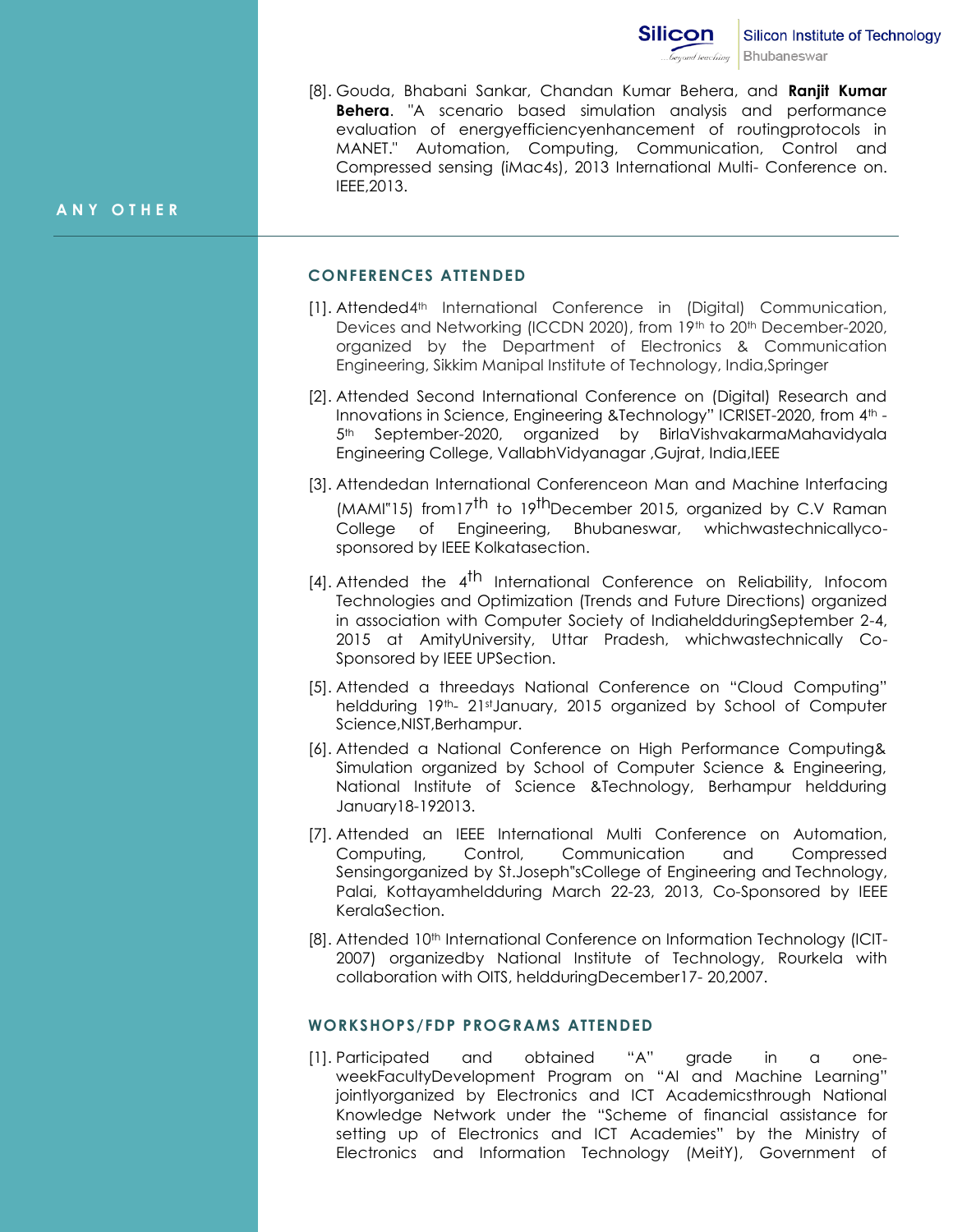[8]. Gouda, Bhabani Sankar, Chandan Kumar Behera, and **Ranjit Kumar Behera**. "A scenario based simulation analysis and performance evaluation of energyefficiencyenhancement of routingprotocols in MANET." Automation, Computing, Communication, Control and Compressed sensing (iMac4s), 2013 International Multi- Conference on. IEEE,2013.

## ANY OTHER

### CONFERENCES ATTENDED

[1]. Attended4th International Conference in (Digital) Communication, Devices and Networking (ICCDN 2020), from 19th to 20th December-2020, organized by the Department of Electronics & Communication Engineering, Sikkim Manipal Institute of Technology, India,Springer

[2]. Attended Second International Conference on (Digital) Research and Innovations in Science, Engineering &Technology" ICRISET-2020, from 4th - 5th September-2020, organized by BirlaVishvakarmaMahavidyala Engineering College, VallabhVidyanagar ,Gujrat, India,IEEE

[3]. Attendedan International Conferenceon Man and Machine Interfacing (MAMI"15) from17th to 19thDecember 2015, organized by C.V Raman College of Engineering, Bhubaneswar, whichwastechnicallyco-sponsored by IEEE Kolkatasection.

[4]. Attended the 4th International Conference on Reliability, Infocom Technologies and Optimization (Trends and Future Directions) organized in association with Computer Society of IndiaheldduringSeptember 2-4, 2015 at AmityUniversity, Uttar Pradesh, whichwastechnically Co-Sponsored by IEEE UPSection.

[5]. Attended a threedays National Conference on "Cloud Computing" heldduring 19th- 21stJanuary, 2015 organized by School of Computer Science,NIST,Berhampur.

[6]. Attended a National Conference on High Performance Computing& Simulation organized by School of Computer Science & Engineering, National Institute of Science &Technology, Berhampur heldduring January18-192013.

[7]. Attended an IEEE International Multi Conference on Automation, Computing, Control, Communication and Compressed Sensingorganized by St.Joseph"sCollege of Engineering and Technology, Palai, Kottayamheldduring March 22-23, 2013, Co-Sponsored by IEEE KeralaSection.

[8]. Attended 10th International Conference on Information Technology (ICIT-2007) organizedby National Institute of Technology, Rourkela with collaboration with OITS, heldduringDecember17- 20,2007.

### WORKSHOPS/FDP PROGRAMS ATTENDED

[1]. Participated and obtained "A" grade in a one-weekFacultyDevelopment Program on "AI and Machine Learning" jointlyorganized by Electronics and ICT Academicsthrough National Knowledge Network under the "Scheme of financial assistance for setting up of Electronics and ICT Academies" by the Ministry of Electronics and Information Technology (MeitY), Government of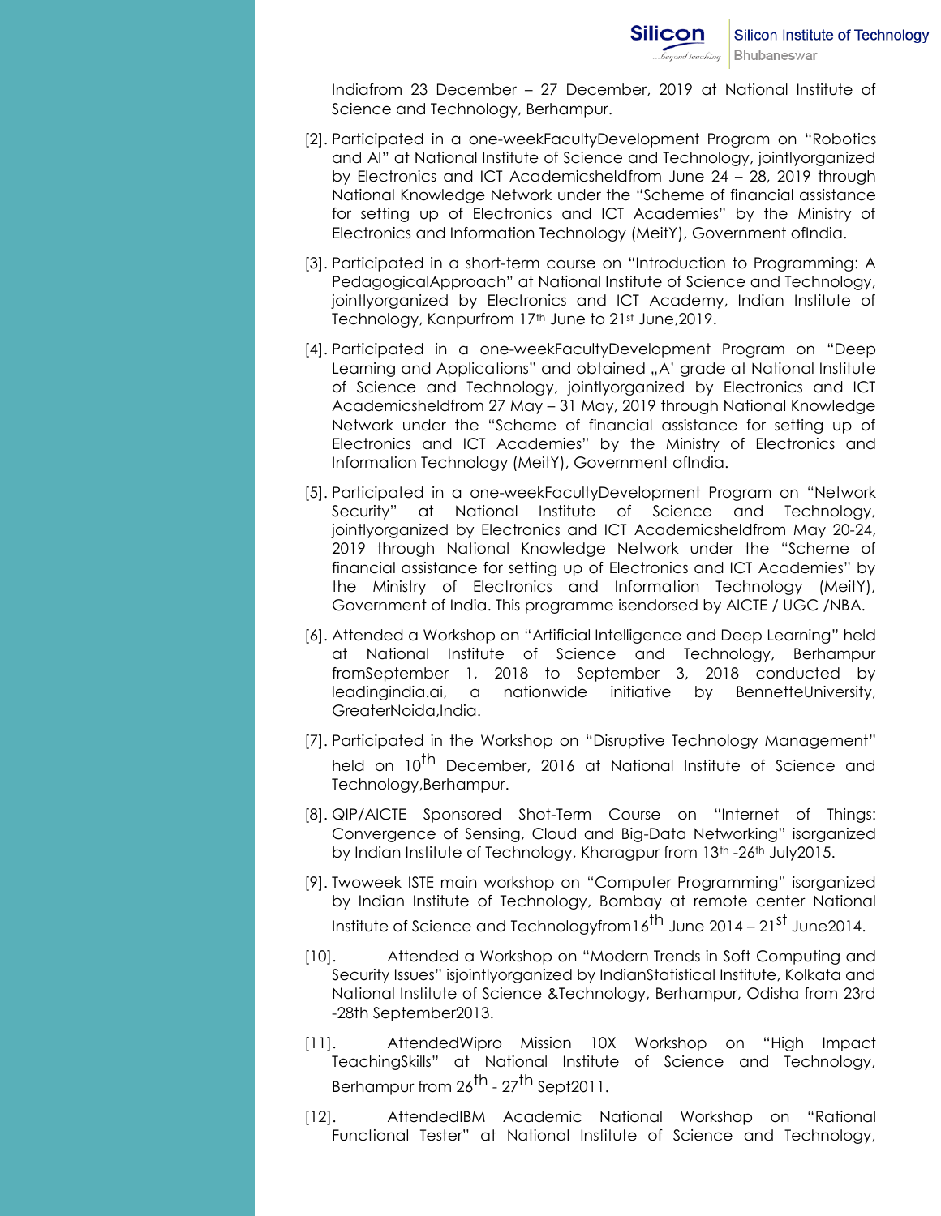Indiafrom 23 December – 27 December, 2019 at National Institute of Science and Technology, Berhampur.

[2]. Participated in a one-weekFacultyDevelopment Program on "Robotics and AI" at National Institute of Science and Technology, jointlyorganized by Electronics and ICT Academicsheldfrom June 24 – 28, 2019 through National Knowledge Network under the "Scheme of financial assistance for setting up of Electronics and ICT Academies" by the Ministry of Electronics and Information Technology (MeitY), Government ofIndia.

[3]. Participated in a short-term course on "Introduction to Programming: A PedagogicalApproach" at National Institute of Science and Technology, jointlyorganized by Electronics and ICT Academy, Indian Institute of Technology, Kanpurfrom 17th June to 21st June,2019.

[4]. Participated in a one-weekFacultyDevelopment Program on "Deep Learning and Applications" and obtained „A' grade at National Institute of Science and Technology, jointlyorganized by Electronics and ICT Academicsheldfrom 27 May – 31 May, 2019 through National Knowledge Network under the "Scheme of financial assistance for setting up of Electronics and ICT Academies" by the Ministry of Electronics and Information Technology (MeitY), Government ofIndia.

[5]. Participated in a one-weekFacultyDevelopment Program on "Network Security" at National Institute of Science and Technology, jointlyorganized by Electronics and ICT Academicsheldfrom May 20-24, 2019 through National Knowledge Network under the "Scheme of financial assistance for setting up of Electronics and ICT Academies" by the Ministry of Electronics and Information Technology (MeitY), Government of India. This programme isendorsed by AICTE / UGC /NBA.

[6]. Attended a Workshop on "Artificial Intelligence and Deep Learning" held at National Institute of Science and Technology, Berhampur fromSeptember 1, 2018 to September 3, 2018 conducted by leadingindia.ai, a nationwide initiative by BennetteUniversity, GreaterNoida,India.

[7]. Participated in the Workshop on "Disruptive Technology Management" held on 10th December, 2016 at National Institute of Science and Technology,Berhampur.

[8]. QIP/AICTE Sponsored Shot-Term Course on "Internet of Things: Convergence of Sensing, Cloud and Big-Data Networking" isorganized by Indian Institute of Technology, Kharagpur from 13th -26th July2015.

[9]. Twoweek ISTE main workshop on "Computer Programming" isorganized by Indian Institute of Technology, Bombay at remote center National Institute of Science and Technologyfrom16th June 2014 – 21st June2014.

[10]. Attended a Workshop on "Modern Trends in Soft Computing and Security Issues" isjointlyorganized by IndianStatistical Institute, Kolkata and National Institute of Science &Technology, Berhampur, Odisha from 23rd -28th September2013.

[11]. AttendedWipro Mission 10X Workshop on "High Impact TeachingSkills" at National Institute of Science and Technology, Berhampur from 26th - 27th Sept2011.

[12]. AttendedIBM Academic National Workshop on "Rational Functional Tester" at National Institute of Science and Technology,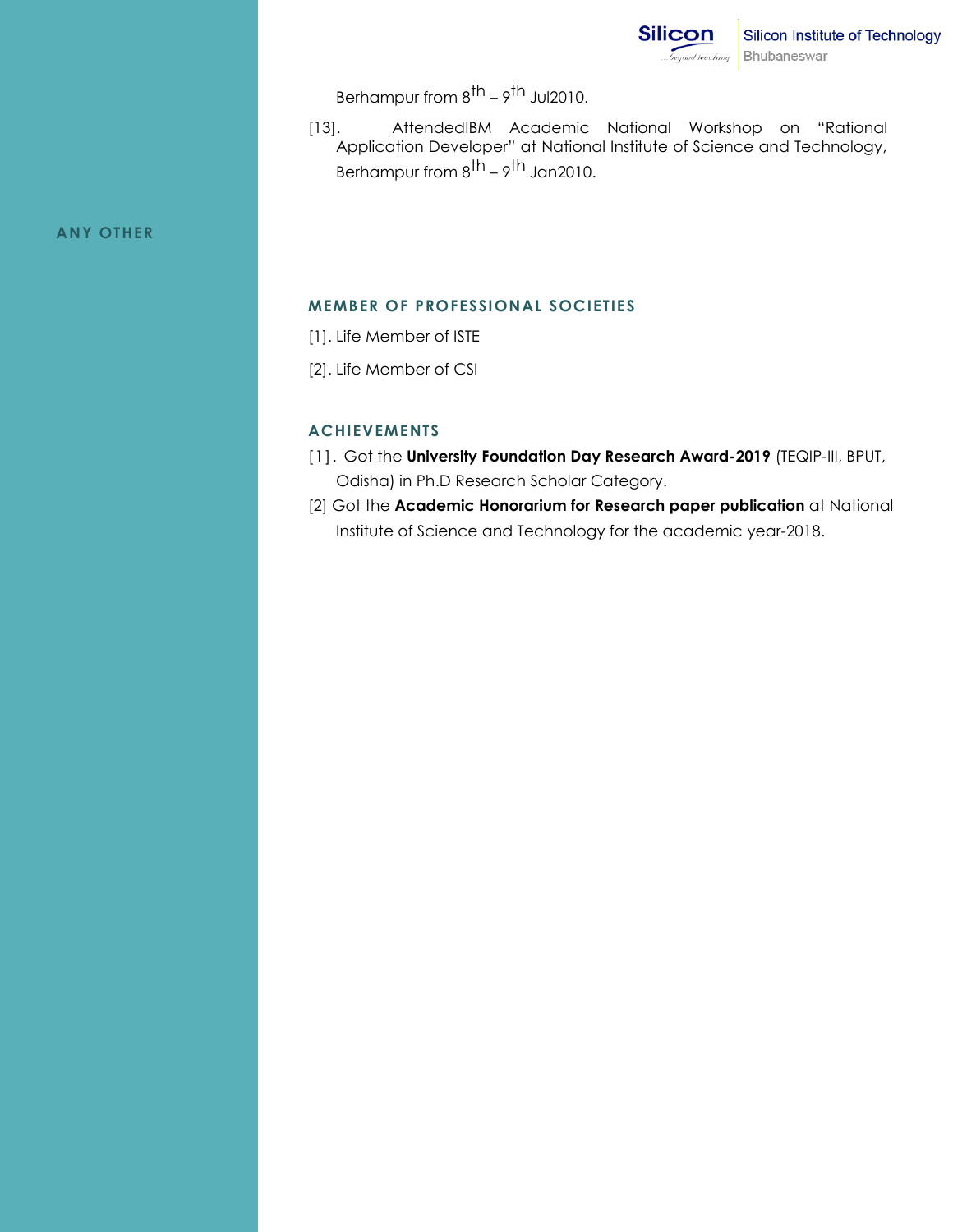Berhampur from 8th – 9th Jul2010.

[13]. AttendedIBM Academic National Workshop on "Rational Application Developer" at National Institute of Science and Technology, Berhampur from 8th – 9th Jan2010.

## ANY OTHER

### MEMBER OF PROFESSIONAL SOCIETIES

[1]. Life Member of ISTE

[2]. Life Member of CSI

### ACHIEVEMENTS

[1]. Got the **University Foundation Day Research Award-2019** (TEQIP-III, BPUT, Odisha) in Ph.D Research Scholar Category.

[2] Got the **Academic Honorarium for Research paper publication** at National Institute of Science and Technology for the academic year-2018.